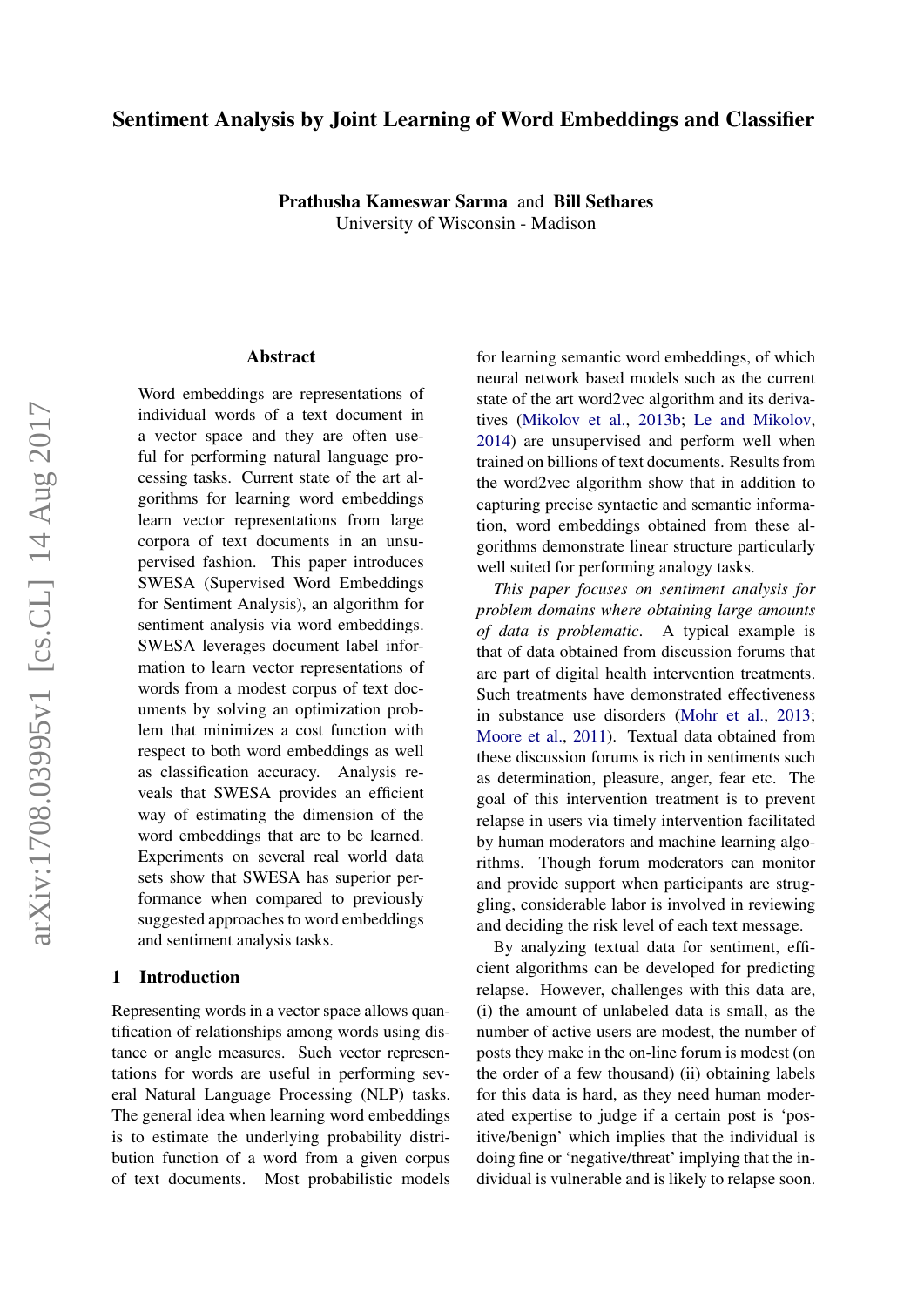# Sentiment Analysis by Joint Learning of Word Embeddings and Classifier

**Prathusha Kameswar Sarma** and **Bill Sethares**
University of Wisconsin - Madison

## Abstract

Word embeddings are representations of individual words of a text document in a vector space and they are often useful for performing natural language processing tasks. Current state of the art algorithms for learning word embeddings learn vector representations from large corpora of text documents in an unsupervised fashion. This paper introduces SWESA (Supervised Word Embeddings for Sentiment Analysis), an algorithm for sentiment analysis via word embeddings. SWESA leverages document label information to learn vector representations of words from a modest corpus of text documents by solving an optimization problem that minimizes a cost function with respect to both word embeddings as well as classification accuracy. Analysis reveals that SWESA provides an efficient way of estimating the dimension of the word embeddings that are to be learned. Experiments on several real world data sets show that SWESA has superior performance when compared to previously suggested approaches to word embeddings and sentiment analysis tasks.

## 1 Introduction

Representing words in a vector space allows quantification of relationships among words using distance or angle measures. Such vector representations for words are useful in performing several Natural Language Processing (NLP) tasks. The general idea when learning word embeddings is to estimate the underlying probability distribution function of a word from a given corpus of text documents. Most probabilistic models for learning semantic word embeddings, of which neural network based models such as the current state of the art word2vec algorithm and its derivatives (Mikolov et al., 2013b; Le and Mikolov, 2014) are unsupervised and perform well when trained on billions of text documents. Results from the word2vec algorithm show that in addition to capturing precise syntactic and semantic information, word embeddings obtained from these algorithms demonstrate linear structure particularly well suited for performing analogy tasks.

*This paper focuses on sentiment analysis for problem domains where obtaining large amounts of data is problematic.* A typical example is that of data obtained from discussion forums that are part of digital health intervention treatments. Such treatments have demonstrated effectiveness in substance use disorders (Mohr et al., 2013; Moore et al., 2011). Textual data obtained from these discussion forums is rich in sentiments such as determination, pleasure, anger, fear etc. The goal of this intervention treatment is to prevent relapse in users via timely intervention facilitated by human moderators and machine learning algorithms. Though forum moderators can monitor and provide support when participants are struggling, considerable labor is involved in reviewing and deciding the risk level of each text message.

By analyzing textual data for sentiment, efficient algorithms can be developed for predicting relapse. However, challenges with this data are, (i) the amount of unlabeled data is small, as the number of active users are modest, the number of posts they make in the on-line forum is modest (on the order of a few thousand) (ii) obtaining labels for this data is hard, as they need human moderated expertise to judge if a certain post is 'positive/benign' which implies that the individual is doing fine or 'negative/threat' implying that the individual is vulnerable and is likely to relapse soon.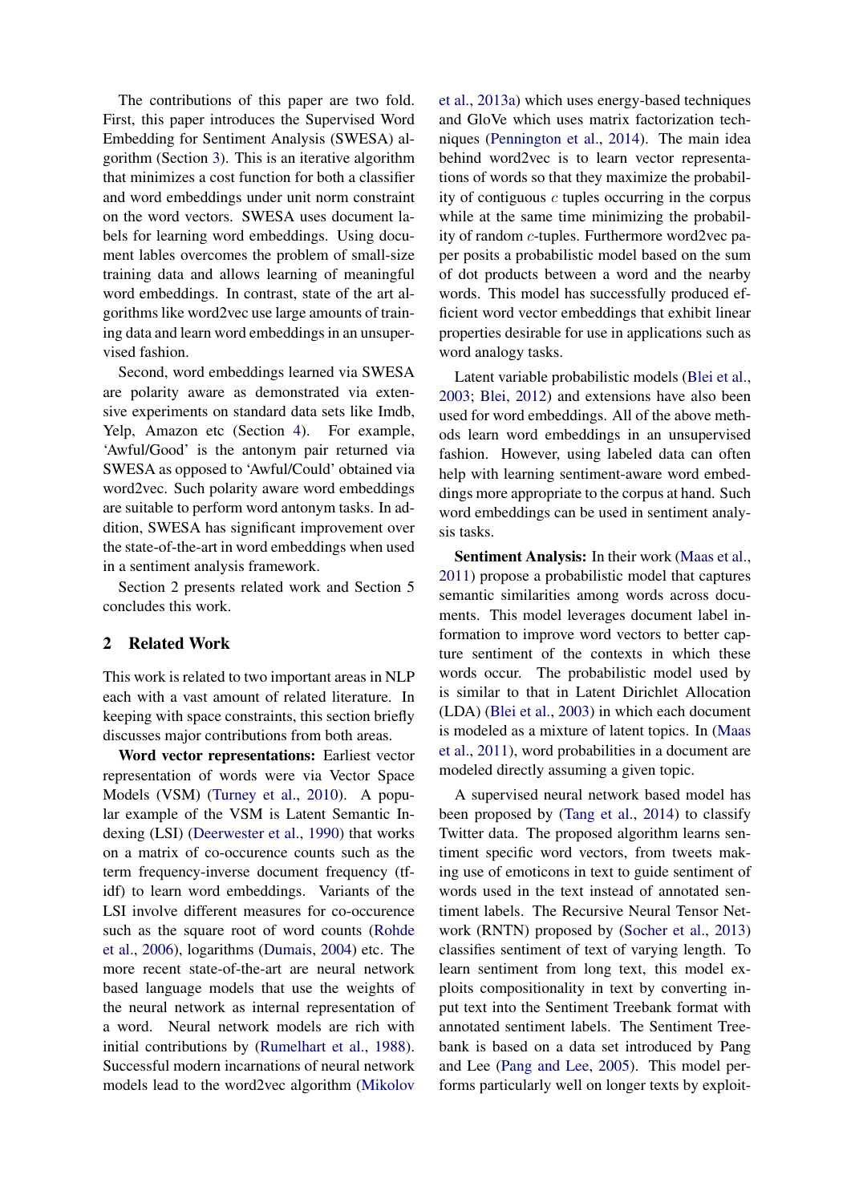The contributions of this paper are two fold. First, this paper introduces the Supervised Word Embedding for Sentiment Analysis (SWESA) algorithm (Section 3). This is an iterative algorithm that minimizes a cost function for both a classifier and word embeddings under unit norm constraint on the word vectors. SWESA uses document labels for learning word embeddings. Using document lables overcomes the problem of small-size training data and allows learning of meaningful word embeddings. In contrast, state of the art algorithms like word2vec use large amounts of training data and learn word embeddings in an unsupervised fashion.

Second, word embeddings learned via SWESA are polarity aware as demonstrated via extensive experiments on standard data sets like Imdb, Yelp, Amazon etc (Section 4). For example, 'Awful/Good' is the antonym pair returned via SWESA as opposed to 'Awful/Could' obtained via word2vec. Such polarity aware word embeddings are suitable to perform word antonym tasks. In addition, SWESA has significant improvement over the state-of-the-art in word embeddings when used in a sentiment analysis framework.

Section 2 presents related work and Section 5 concludes this work.

## 2 Related Work

This work is related to two important areas in NLP each with a vast amount of related literature. In keeping with space constraints, this section briefly discusses major contributions from both areas.

**Word vector representations:** Earliest vector representation of words were via Vector Space Models (VSM) (Turney et al., 2010). A popular example of the VSM is Latent Semantic Indexing (LSI) (Deerwester et al., 1990) that works on a matrix of co-occurence counts such as the term frequency-inverse document frequency (tf-idf) to learn word embeddings. Variants of the LSI involve different measures for co-occurence such as the square root of word counts (Rohde et al., 2006), logarithms (Dumais, 2004) etc. The more recent state-of-the-art are neural network based language models that use the weights of the neural network as internal representation of a word. Neural network models are rich with initial contributions by (Rumelhart et al., 1988). Successful modern incarnations of neural network models lead to the word2vec algorithm (Mikolov et al., 2013a) which uses energy-based techniques and GloVe which uses matrix factorization techniques (Pennington et al., 2014). The main idea behind word2vec is to learn vector representations of words so that they maximize the probability of contiguous $c$ tuples occurring in the corpus while at the same time minimizing the probability of random $c$-tuples. Furthermore word2vec paper posits a probabilistic model based on the sum of dot products between a word and the nearby words. This model has successfully produced efficient word vector embeddings that exhibit linear properties desirable for use in applications such as word analogy tasks.

Latent variable probabilistic models (Blei et al., 2003; Blei, 2012) and extensions have also been used for word embeddings. All of the above methods learn word embeddings in an unsupervised fashion. However, using labeled data can often help with learning sentiment-aware word embeddings more appropriate to the corpus at hand. Such word embeddings can be used in sentiment analysis tasks.

**Sentiment Analysis:** In their work (Maas et al., 2011) propose a probabilistic model that captures semantic similarities among words across documents. This model leverages document label information to improve word vectors to better capture sentiment of the contexts in which these words occur. The probabilistic model used by is similar to that in Latent Dirichlet Allocation (LDA) (Blei et al., 2003) in which each document is modeled as a mixture of latent topics. In (Maas et al., 2011), word probabilities in a document are modeled directly assuming a given topic.

A supervised neural network based model has been proposed by (Tang et al., 2014) to classify Twitter data. The proposed algorithm learns sentiment specific word vectors, from tweets making use of emoticons in text to guide sentiment of words used in the text instead of annotated sentiment labels. The Recursive Neural Tensor Network (RNTN) proposed by (Socher et al., 2013) classifies sentiment of text of varying length. To learn sentiment from long text, this model exploits compositionality in text by converting input text into the Sentiment Treebank format with annotated sentiment labels. The Sentiment Treebank is based on a data set introduced by Pang and Lee (Pang and Lee, 2005). This model performs particularly well on longer texts by exploit-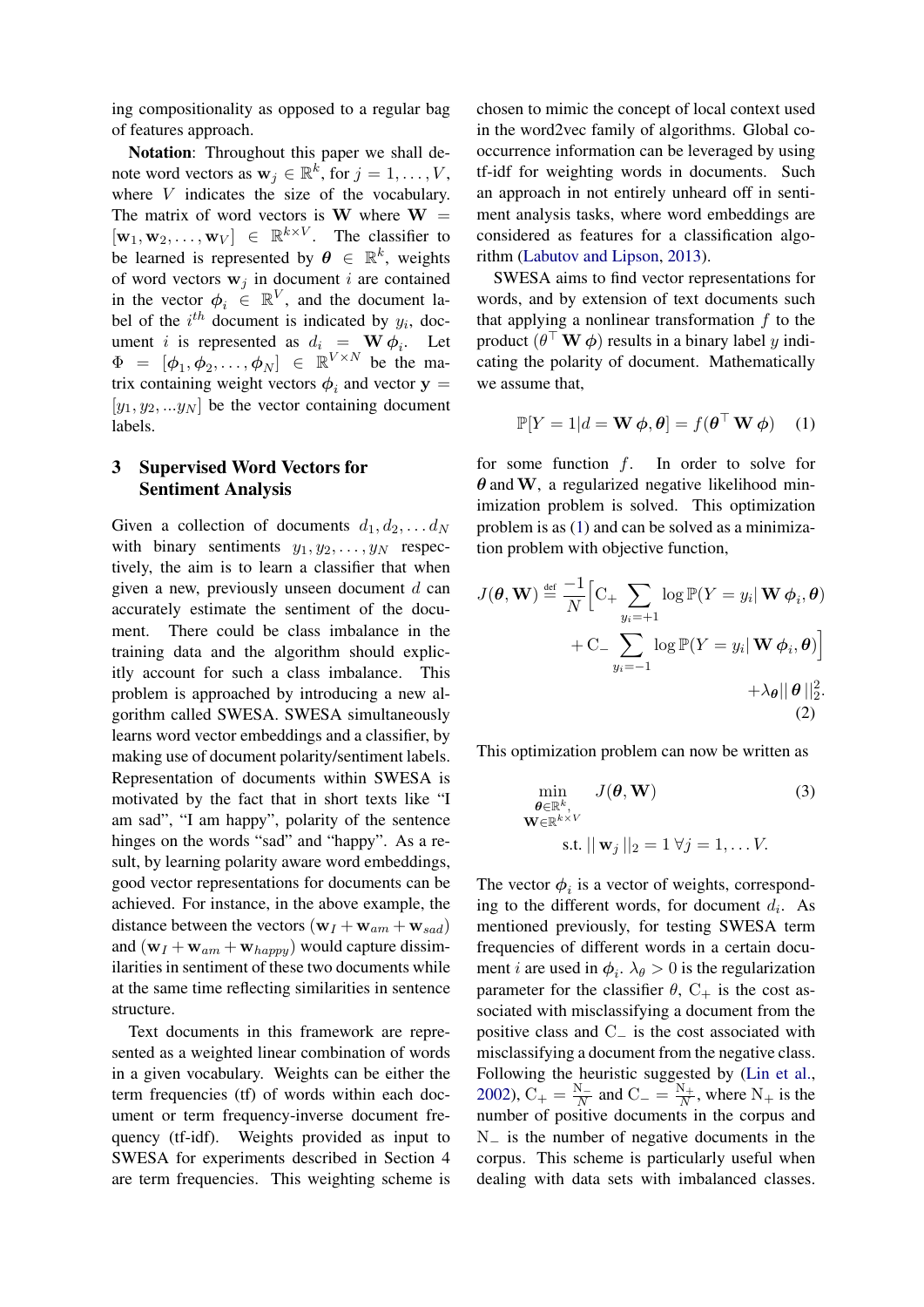ing compositionality as opposed to a regular bag of features approach.

**Notation**: Throughout this paper we shall denote word vectors as $\mathbf{w}_j \in \mathbb{R}^k$, for $j = 1, \ldots, V$, where $V$ indicates the size of the vocabulary. The matrix of word vectors is $\mathbf{W}$ where $\mathbf{W} = [\mathbf{w}_1, \mathbf{w}_2, \ldots, \mathbf{w}_V] \in \mathbb{R}^{k \times V}$. The classifier to be learned is represented by $\boldsymbol{\theta} \in \mathbb{R}^k$, weights of word vectors $\mathbf{w}_j$ in document $i$ are contained in the vector $\boldsymbol{\phi}_i \in \mathbb{R}^V$, and the document label of the $i^{th}$ document is indicated by $y_i$, document $i$ is represented as $d_i = \mathbf{W}\,\boldsymbol{\phi}_i$. Let $\Phi = [\boldsymbol{\phi}_1, \boldsymbol{\phi}_2, \ldots, \boldsymbol{\phi}_N] \in \mathbb{R}^{V \times N}$ be the matrix containing weight vectors $\boldsymbol{\phi}_i$ and vector $\mathbf{y} = [y_1, y_2, \ldots y_N]$ be the vector containing document labels.

## 3 Supervised Word Vectors for Sentiment Analysis

Given a collection of documents $d_1, d_2, \ldots d_N$ with binary sentiments $y_1, y_2, \ldots, y_N$ respectively, the aim is to learn a classifier that when given a new, previously unseen document $d$ can accurately estimate the sentiment of the document. There could be class imbalance in the training data and the algorithm should explicitly account for such a class imbalance. This problem is approached by introducing a new algorithm called SWESA. SWESA simultaneously learns word vector embeddings and a classifier, by making use of document polarity/sentiment labels. Representation of documents within SWESA is motivated by the fact that in short texts like "I am sad", "I am happy", polarity of the sentence hinges on the words "sad" and "happy". As a result, by learning polarity aware word embeddings, good vector representations for documents can be achieved. For instance, in the above example, the distance between the vectors $(\mathbf{w}_I + \mathbf{w}_{am} + \mathbf{w}_{sad})$ and $(\mathbf{w}_I + \mathbf{w}_{am} + \mathbf{w}_{happy})$ would capture dissimilarities in sentiment of these two documents while at the same time reflecting similarities in sentence structure.

Text documents in this framework are represented as a weighted linear combination of words in a given vocabulary. Weights can be either the term frequencies (tf) of words within each document or term frequency-inverse document frequency (tf-idf). Weights provided as input to SWESA for experiments described in Section 4 are term frequencies. This weighting scheme is chosen to mimic the concept of local context used in the word2vec family of algorithms. Global co-occurrence information can be leveraged by using tf-idf for weighting words in documents. Such an approach in not entirely unheard off in sentiment analysis tasks, where word embeddings are considered as features for a classification algorithm (Labutov and Lipson, 2013).

SWESA aims to find vector representations for words, and by extension of text documents such that applying a nonlinear transformation $f$ to the product $(\theta^\top \mathbf{W}\,\phi)$ results in a binary label $y$ indicating the polarity of document. Mathematically we assume that,

$$\mathbb{P}[Y = 1 | d = \mathbf{W}\,\phi, \boldsymbol{\theta}] = f(\boldsymbol{\theta}^\top \mathbf{W}\,\phi) \quad (1)$$

for some function $f$. In order to solve for $\boldsymbol{\theta}$ and $\mathbf{W}$, a regularized negative likelihood minimization problem is solved. This optimization problem is as (1) and can be solved as a minimization problem with objective function,

$$J(\boldsymbol{\theta}, \mathbf{W}) \stackrel{\text{def}}{=} \frac{-1}{N}\Big[\mathrm{C}_+ \sum_{y_i=+1} \log \mathbb{P}(Y = y_i | \mathbf{W}\,\boldsymbol{\phi}_i, \boldsymbol{\theta}) + \mathrm{C}_- \sum_{y_i=-1} \log \mathbb{P}(Y = y_i | \mathbf{W}\,\boldsymbol{\phi}_i, \boldsymbol{\theta})\Big] + \lambda_{\boldsymbol{\theta}} ||\,\boldsymbol{\theta}\,||_2^2. \quad (2)$$

This optimization problem can now be written as

$$\min_{\substack{\boldsymbol{\theta} \in \mathbb{R}^k, \\ \mathbf{W} \in \mathbb{R}^{k \times V}}} J(\boldsymbol{\theta}, \mathbf{W}) \quad \text{s.t. } ||\,\mathbf{w}_j\,||_2 = 1 \;\forall j = 1, \ldots V. \quad (3)$$

The vector $\boldsymbol{\phi}_i$ is a vector of weights, corresponding to the different words, for document $d_i$. As mentioned previously, for testing SWESA term frequencies of different words in a certain document $i$ are used in $\boldsymbol{\phi}_i$. $\lambda_\theta > 0$ is the regularization parameter for the classifier $\theta$, $\mathrm{C}_+$ is the cost associated with misclassifying a document from the positive class and $\mathrm{C}_-$ is the cost associated with misclassifying a document from the negative class. Following the heuristic suggested by (Lin et al., 2002), $\mathrm{C}_+ = \frac{\mathrm{N}_-}{N}$ and $\mathrm{C}_- = \frac{\mathrm{N}_+}{N}$, where $\mathrm{N}_+$ is the number of positive documents in the corpus and $\mathrm{N}_-$ is the number of negative documents in the corpus. This scheme is particularly useful when dealing with data sets with imbalanced classes.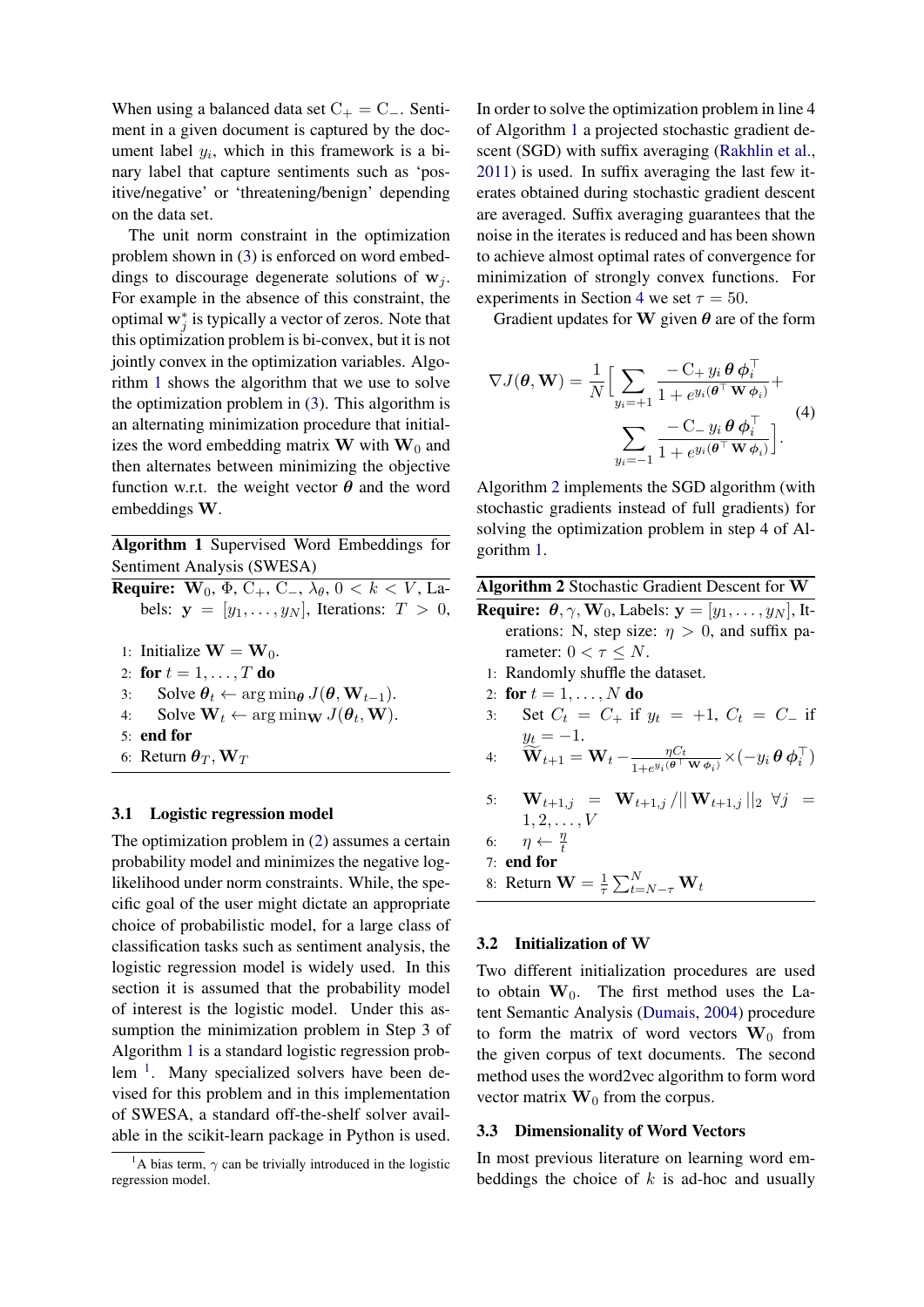When using a balanced data set $\mathrm{C}_+ = \mathrm{C}_-$. Sentiment in a given document is captured by the document label $y_i$, which in this framework is a binary label that capture sentiments such as 'positive/negative' or 'threatening/benign' depending on the data set.

The unit norm constraint in the optimization problem shown in (3) is enforced on word embeddings to discourage degenerate solutions of $\mathbf{w}_j$. For example in the absence of this constraint, the optimal $\mathbf{w}_j^*$ is typically a vector of zeros. Note that this optimization problem is bi-convex, but it is not jointly convex in the optimization variables. Algorithm 1 shows the algorithm that we use to solve the optimization problem in (3). This algorithm is an alternating minimization procedure that initializes the word embedding matrix $\mathbf{W}$ with $\mathbf{W}_0$ and then alternates between minimizing the objective function w.r.t. the weight vector $\boldsymbol{\theta}$ and the word embeddings $\mathbf{W}$.

**Algorithm 1** Supervised Word Embeddings for Sentiment Analysis (SWESA)

**Require:** $\mathbf{W}_0$, $\Phi$, $\mathrm{C}_+$, $\mathrm{C}_-$, $\lambda_\theta$, $0 < k < V$, Labels: $\mathbf{y} = [y_1, \ldots, y_N]$, Iterations: $T > 0$,

1: Initialize $\mathbf{W} = \mathbf{W}_0$.
2: **for** $t = 1, \ldots, T$ **do**
3: Solve $\boldsymbol{\theta}_t \leftarrow \arg\min_{\boldsymbol{\theta}} J(\boldsymbol{\theta}, \mathbf{W}_{t-1})$.
4: Solve $\mathbf{W}_t \leftarrow \arg\min_{\mathbf{W}} J(\boldsymbol{\theta}_t, \mathbf{W})$.
5: **end for**
6: Return $\boldsymbol{\theta}_T, \mathbf{W}_T$

### 3.1 Logistic regression model

The optimization problem in (2) assumes a certain probability model and minimizes the negative log-likelihood under norm constraints. While, the specific goal of the user might dictate an appropriate choice of probabilistic model, for a large class of classification tasks such as sentiment analysis, the logistic regression model is widely used. In this section it is assumed that the probability model of interest is the logistic model. Under this assumption the minimization problem in Step 3 of Algorithm 1 is a standard logistic regression problem [1]. Many specialized solvers have been devised for this problem and in this implementation of SWESA, a standard off-the-shelf solver available in the scikit-learn package in Python is used.

[1]A bias term, $\gamma$ can be trivially introduced in the logistic regression model.

In order to solve the optimization problem in line 4 of Algorithm 1 a projected stochastic gradient descent (SGD) with suffix averaging (Rakhlin et al., 2011) is used. In suffix averaging the last few iterates obtained during stochastic gradient descent are averaged. Suffix averaging guarantees that the noise in the iterates is reduced and has been shown to achieve almost optimal rates of convergence for minimization of strongly convex functions. For experiments in Section 4 we set $\tau = 50$.

Gradient updates for $\mathbf{W}$ given $\boldsymbol{\theta}$ are of the form

$$
\nabla J(\boldsymbol{\theta}, \mathbf{W}) = \frac{1}{N}\Big[\sum_{y_i=+1} \frac{-\,\mathrm{C}_+\, y_i\, \boldsymbol{\theta}\, \boldsymbol{\phi}_i^\top}{1 + e^{y_i(\boldsymbol{\theta}^\top \mathbf{W}\, \boldsymbol{\phi}_i)}} + \sum_{y_i=-1} \frac{-\,\mathrm{C}_-\, y_i\, \boldsymbol{\theta}\, \boldsymbol{\phi}_i^\top}{1 + e^{y_i(\boldsymbol{\theta}^\top \mathbf{W}\, \boldsymbol{\phi}_i)}}\Big]. \tag{4}
$$

Algorithm 2 implements the SGD algorithm (with stochastic gradients instead of full gradients) for solving the optimization problem in step 4 of Algorithm 1.

**Algorithm 2** Stochastic Gradient Descent for $\mathbf{W}$

**Require:** $\boldsymbol{\theta}, \gamma, \mathbf{W}_0$, Labels: $\mathbf{y} = [y_1, \ldots, y_N]$, Iterations: N, step size: $\eta > 0$, and suffix parameter: $0 < \tau \leq N$.

1: Randomly shuffle the dataset.
2: **for** $t = 1, \ldots, N$ **do**
3: Set $C_t = C_+$ if $y_t = +1$, $C_t = C_-$ if $y_t = -1$.
4: $\widetilde{\mathbf{W}}_{t+1} = \mathbf{W}_t - \frac{\eta C_t}{1+e^{y_i(\boldsymbol{\theta}^\top \mathbf{W}\, \boldsymbol{\phi}_i)}} \times (-y_i\, \boldsymbol{\theta}\, \boldsymbol{\phi}_i^\top)$
5: $\mathbf{W}_{t+1,j} = \mathbf{W}_{t+1,j} / ||\, \mathbf{W}_{t+1,j}\, ||_2 \;\; \forall j = 1, 2, \ldots, V$
6: $\eta \leftarrow \frac{\eta}{t}$
7: **end for**
8: Return $\mathbf{W} = \frac{1}{\tau}\sum_{t=N-\tau}^{N} \mathbf{W}_t$

### 3.2 Initialization of W

Two different initialization procedures are used to obtain $\mathbf{W}_0$. The first method uses the Latent Semantic Analysis (Dumais, 2004) procedure to form the matrix of word vectors $\mathbf{W}_0$ from the given corpus of text documents. The second method uses the word2vec algorithm to form word vector matrix $\mathbf{W}_0$ from the corpus.

### 3.3 Dimensionality of Word Vectors

In most previous literature on learning word embeddings the choice of $k$ is ad-hoc and usually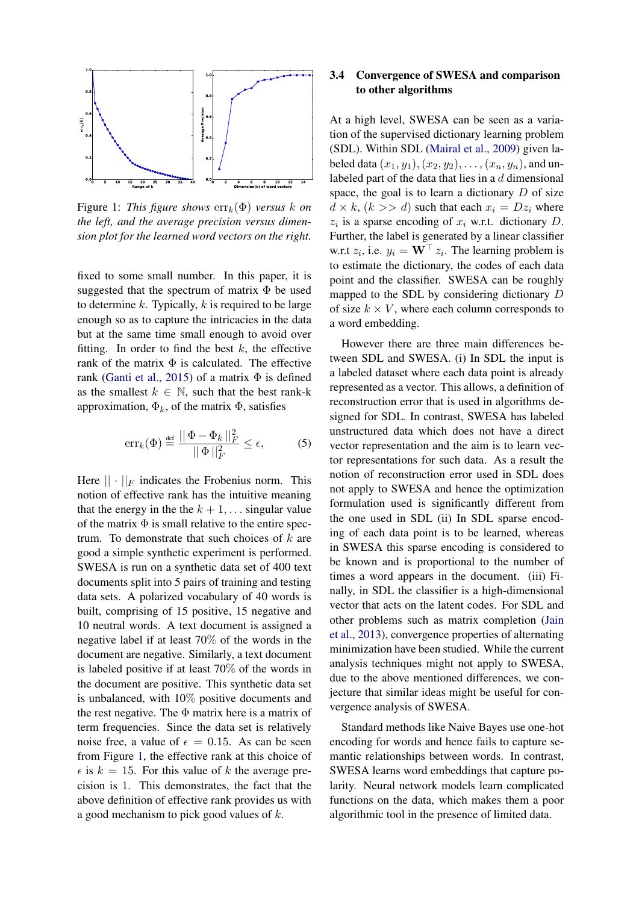Figure 1: *This figure shows* $\text{err}_k(\Phi)$ *versus* $k$ *on the left, and the average precision versus dimension plot for the learned word vectors on the right.*

fixed to some small number. In this paper, it is suggested that the spectrum of matrix $\Phi$ be used to determine $k$. Typically, $k$ is required to be large enough so as to capture the intricacies in the data but at the same time small enough to avoid over fitting. In order to find the best $k$, the effective rank of the matrix $\Phi$ is calculated. The effective rank (Ganti et al., 2015) of a matrix $\Phi$ is defined as the smallest $k \in \mathbb{N}$, such that the best rank-k approximation, $\Phi_k$, of the matrix $\Phi$, satisfies

$$\text{err}_k(\Phi) \stackrel{\text{def}}{=} \frac{|| \Phi - \Phi_k ||_F^2}{|| \Phi ||_F^2} \leq \epsilon, \tag{5}$$

Here $|| \cdot ||_F$ indicates the Frobenius norm. This notion of effective rank has the intuitive meaning that the energy in the the $k+1, \ldots$ singular value of the matrix $\Phi$ is small relative to the entire spectrum. To demonstrate that such choices of $k$ are good a simple synthetic experiment is performed. SWESA is run on a synthetic data set of 400 text documents split into 5 pairs of training and testing data sets. A polarized vocabulary of 40 words is built, comprising of 15 positive, 15 negative and 10 neutral words. A text document is assigned a negative label if at least 70% of the words in the document are negative. Similarly, a text document is labeled positive if at least 70% of the words in the document are positive. This synthetic data set is unbalanced, with 10% positive documents and the rest negative. The $\Phi$ matrix here is a matrix of term frequencies. Since the data set is relatively noise free, a value of $\epsilon = 0.15$. As can be seen from Figure 1, the effective rank at this choice of $\epsilon$ is $k = 15$. For this value of $k$ the average precision is 1. This demonstrates, the fact that the above definition of effective rank provides us with a good mechanism to pick good values of $k$.

### 3.4 Convergence of SWESA and comparison to other algorithms

At a high level, SWESA can be seen as a variation of the supervised dictionary learning problem (SDL). Within SDL (Mairal et al., 2009) given labeled data $(x_1, y_1), (x_2, y_2), \ldots, (x_n, y_n)$, and unlabeled part of the data that lies in a $d$ dimensional space, the goal is to learn a dictionary $D$ of size $d \times k$, $(k >> d)$ such that each $x_i = Dz_i$ where $z_i$ is a sparse encoding of $x_i$ w.r.t. dictionary $D$. Further, the label is generated by a linear classifier w.r.t $z_i$, i.e. $y_i = \mathbf{W}^\top z_i$. The learning problem is to estimate the dictionary, the codes of each data point and the classifier. SWESA can be roughly mapped to the SDL by considering dictionary $D$ of size $k \times V$, where each column corresponds to a word embedding.

However there are three main differences between SDL and SWESA. (i) In SDL the input is a labeled dataset where each data point is already represented as a vector. This allows, a definition of reconstruction error that is used in algorithms designed for SDL. In contrast, SWESA has labeled unstructured data which does not have a direct vector representation and the aim is to learn vector representations for such data. As a result the notion of reconstruction error used in SDL does not apply to SWESA and hence the optimization formulation used is significantly different from the one used in SDL (ii) In SDL sparse encoding of each data point is to be learned, whereas in SWESA this sparse encoding is considered to be known and is proportional to the number of times a word appears in the document. (iii) Finally, in SDL the classifier is a high-dimensional vector that acts on the latent codes. For SDL and other problems such as matrix completion (Jain et al., 2013), convergence properties of alternating minimization have been studied. While the current analysis techniques might not apply to SWESA, due to the above mentioned differences, we conjecture that similar ideas might be useful for convergence analysis of SWESA.

Standard methods like Naive Bayes use one-hot encoding for words and hence fails to capture semantic relationships between words. In contrast, SWESA learns word embeddings that capture polarity. Neural network models learn complicated functions on the data, which makes them a poor algorithmic tool in the presence of limited data.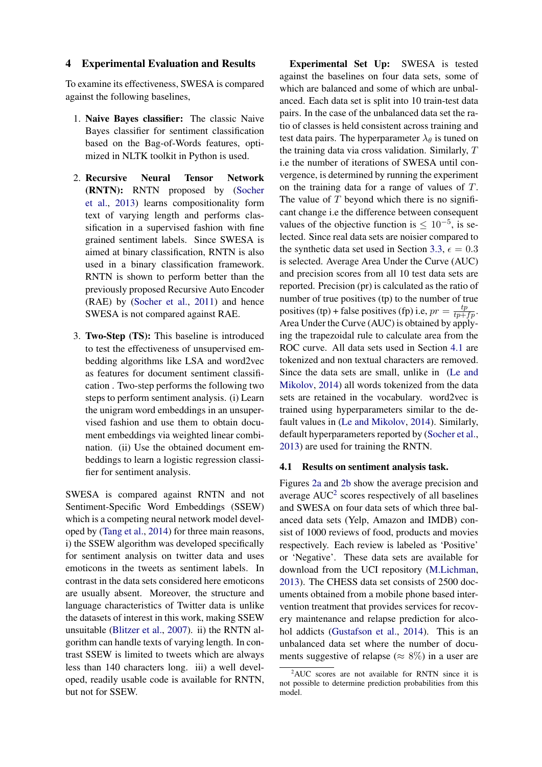## 4 Experimental Evaluation and Results

To examine its effectiveness, SWESA is compared against the following baselines,

1. **Naive Bayes classifier:** The classic Naive Bayes classifier for sentiment classification based on the Bag-of-Words features, optimized in NLTK toolkit in Python is used.

2. **Recursive Neural Tensor Network (RNTN):** RNTN proposed by (Socher et al., 2013) learns compositionality form text of varying length and performs classification in a supervised fashion with fine grained sentiment labels. Since SWESA is aimed at binary classification, RNTN is also used in a binary classification framework. RNTN is shown to perform better than the previously proposed Recursive Auto Encoder (RAE) by (Socher et al., 2011) and hence SWESA is not compared against RAE.

3. **Two-Step (TS):** This baseline is introduced to test the effectiveness of unsupervised embedding algorithms like LSA and word2vec as features for document sentiment classification . Two-step performs the following two steps to perform sentiment analysis. (i) Learn the unigram word embeddings in an unsupervised fashion and use them to obtain document embeddings via weighted linear combination. (ii) Use the obtained document embeddings to learn a logistic regression classifier for sentiment analysis.

SWESA is compared against RNTN and not Sentiment-Specific Word Embeddings (SSEW) which is a competing neural network model developed by (Tang et al., 2014) for three main reasons, i) the SSEW algorithm was developed specifically for sentiment analysis on twitter data and uses emoticons in the tweets as sentiment labels. In contrast in the data sets considered here emoticons are usually absent. Moreover, the structure and language characteristics of Twitter data is unlike the datasets of interest in this work, making SSEW unsuitable (Blitzer et al., 2007). ii) the RNTN algorithm can handle texts of varying length. In contrast SSEW is limited to tweets which are always less than 140 characters long. iii) a well developed, readily usable code is available for RNTN, but not for SSEW.

**Experimental Set Up:** SWESA is tested against the baselines on four data sets, some of which are balanced and some of which are unbalanced. Each data set is split into 10 train-test data pairs. In the case of the unbalanced data set the ratio of classes is held consistent across training and test data pairs. The hyperparameter $\lambda_\theta$ is tuned on the training data via cross validation. Similarly, $T$ i.e the number of iterations of SWESA until convergence, is determined by running the experiment on the training data for a range of values of $T$. The value of $T$ beyond which there is no significant change i.e the difference between consequent values of the objective function is $\leq 10^{-5}$, is selected. Since real data sets are noisier compared to the synthetic data set used in Section 3.3, $\epsilon = 0.3$ is selected. Average Area Under the Curve (AUC) and precision scores from all 10 test data sets are reported. Precision (pr) is calculated as the ratio of number of true positives (tp) to the number of true positives (tp) + false positives (fp) i.e, $pr = \frac{tp}{tp+fp}$. Area Under the Curve (AUC) is obtained by applying the trapezoidal rule to calculate area from the ROC curve. All data sets used in Section 4.1 are tokenized and non textual characters are removed. Since the data sets are small, unlike in (Le and Mikolov, 2014) all words tokenized from the data sets are retained in the vocabulary. word2vec is trained using hyperparameters similar to the default values in (Le and Mikolov, 2014). Similarly, default hyperparameters reported by (Socher et al., 2013) are used for training the RNTN.

### 4.1 Results on sentiment analysis task.

Figures 2a and 2b show the average precision and average AUC[2] scores respectively of all baselines and SWESA on four data sets of which three balanced data sets (Yelp, Amazon and IMDB) consist of 1000 reviews of food, products and movies respectively. Each review is labeled as 'Positive' or 'Negative'. These data sets are available for download from the UCI repository (M.Lichman, 2013). The CHESS data set consists of 2500 documents obtained from a mobile phone based intervention treatment that provides services for recovery maintenance and relapse prediction for alcohol addicts (Gustafson et al., 2014). This is an unbalanced data set where the number of documents suggestive of relapse ($\approx 8\%$) in a user are

[2]AUC scores are not available for RNTN since it is not possible to determine prediction probabilities from this model.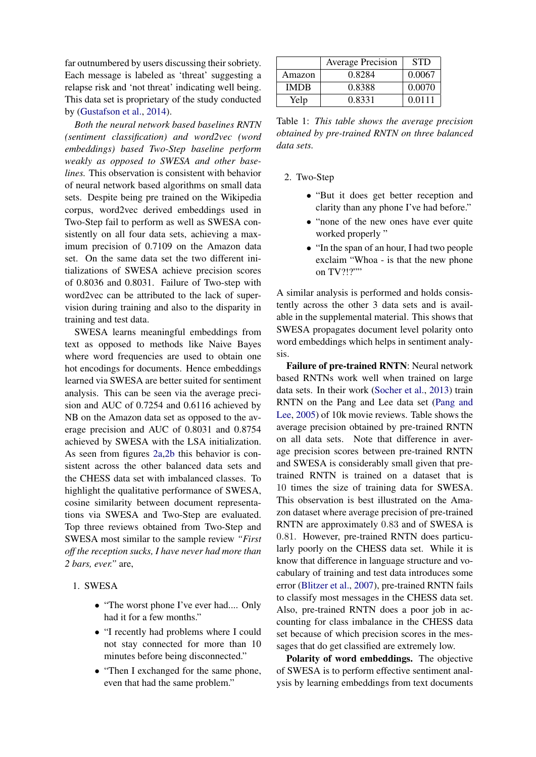far outnumbered by users discussing their sobriety. Each message is labeled as 'threat' suggesting a relapse risk and 'not threat' indicating well being. This data set is proprietary of the study conducted by (Gustafson et al., 2014).

*Both the neural network based baselines RNTN (sentiment classification) and word2vec (word embeddings) based Two-Step baseline perform weakly as opposed to SWESA and other baselines.* This observation is consistent with behavior of neural network based algorithms on small data sets. Despite being pre trained on the Wikipedia corpus, word2vec derived embeddings used in Two-Step fail to perform as well as SWESA consistently on all four data sets, achieving a maximum precision of 0.7109 on the Amazon data set. On the same data set the two different initializations of SWESA achieve precision scores of 0.8036 and 0.8031. Failure of Two-step with word2vec can be attributed to the lack of supervision during training and also to the disparity in training and test data.

SWESA learns meaningful embeddings from text as opposed to methods like Naive Bayes where word frequencies are used to obtain one hot encodings for documents. Hence embeddings learned via SWESA are better suited for sentiment analysis. This can be seen via the average precision and AUC of 0.7254 and 0.6116 achieved by NB on the Amazon data set as opposed to the average precision and AUC of 0.8031 and 0.8754 achieved by SWESA with the LSA initialization. As seen from figures 2a,2b this behavior is consistent across the other balanced data sets and the CHESS data set with imbalanced classes. To highlight the qualitative performance of SWESA, cosine similarity between document representations via SWESA and Two-Step are evaluated. Top three reviews obtained from Two-Step and SWESA most similar to the sample review *"First off the reception sucks, I have never had more than 2 bars, ever."* are,

1. SWESA
   - "The worst phone I've ever had.... Only had it for a few months."
   - "I recently had problems where I could not stay connected for more than 10 minutes before being disconnected."
   - "Then I exchanged for the same phone, even that had the same problem."

|  | Average Precision | STD |
|---|---|---|
| Amazon | 0.8284 | 0.0067 |
| IMDB | 0.8388 | 0.0070 |
| Yelp | 0.8331 | 0.0111 |

Table 1: *This table shows the average precision obtained by pre-trained RNTN on three balanced data sets.*

2. Two-Step
   - "But it does get better reception and clarity than any phone I've had before."
   - "none of the new ones have ever quite worked properly "
   - "In the span of an hour, I had two people exclaim "Whoa - is that the new phone on TV?!?""

A similar analysis is performed and holds consistently across the other 3 data sets and is available in the supplemental material. This shows that SWESA propagates document level polarity onto word embeddings which helps in sentiment analysis.

**Failure of pre-trained RNTN**: Neural network based RNTNs work well when trained on large data sets. In their work (Socher et al., 2013) train RNTN on the Pang and Lee data set (Pang and Lee, 2005) of 10k movie reviews. Table shows the average precision obtained by pre-trained RNTN on all data sets. Note that difference in average precision scores between pre-trained RNTN and SWESA is considerably small given that pre-trained RNTN is trained on a dataset that is 10 times the size of training data for SWESA. This observation is best illustrated on the Amazon dataset where average precision of pre-trained RNTN are approximately 0.83 and of SWESA is 0.81. However, pre-trained RNTN does particularly poorly on the CHESS data set. While it is know that difference in language structure and vocabulary of training and test data introduces some error (Blitzer et al., 2007), pre-trained RNTN fails to classify most messages in the CHESS data set. Also, pre-trained RNTN does a poor job in accounting for class imbalance in the CHESS data set because of which precision scores in the messages that do get classified are extremely low.

**Polarity of word embeddings.** The objective of SWESA is to perform effective sentiment analysis by learning embeddings from text documents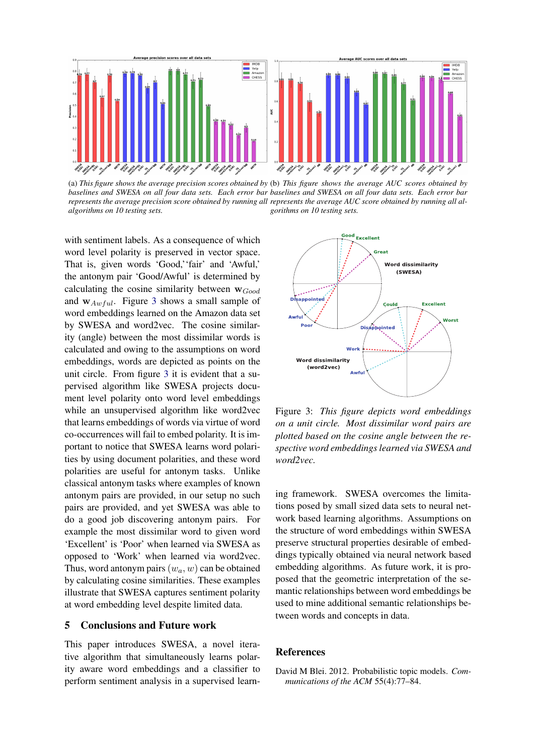(a) *This figure shows the average precision scores obtained by baselines and SWESA on all four data sets. Each error bar represents the average precision score obtained by running all algorithms on 10 testing sets.*

(b) *This figure shows the average AUC scores obtained by baselines and SWESA on all four data sets. Each error bar represents the average AUC score obtained by running all algorithms on 10 testing sets.*

with sentiment labels. As a consequence of which word level polarity is preserved in vector space. That is, given words 'Good,' 'fair' and 'Awful,' the antonym pair 'Good/Awful' is determined by calculating the cosine similarity between $\mathbf{w}_{Good}$ and $\mathbf{w}_{Awful}$. Figure 3 shows a small sample of word embeddings learned on the Amazon data set by SWESA and word2vec. The cosine similarity (angle) between the most dissimilar words is calculated and owing to the assumptions on word embeddings, words are depicted as points on the unit circle. From figure 3 it is evident that a supervised algorithm like SWESA projects document level polarity onto word level embeddings while an unsupervised algorithm like word2vec that learns embeddings of words via virtue of word co-occurrences will fail to embed polarity. It is important to notice that SWESA learns word polarities by using document polarities, and these word polarities are useful for antonym tasks. Unlike classical antonym tasks where examples of known antonym pairs are provided, in our setup no such pairs are provided, and yet SWESA was able to do a good job discovering antonym pairs. For example the most dissimilar word to given word 'Excellent' is 'Poor' when learned via SWESA as opposed to 'Work' when learned via word2vec. Thus, word antonym pairs $(w_a, w)$ can be obtained by calculating cosine similarities. These examples illustrate that SWESA captures sentiment polarity at word embedding level despite limited data.

Figure 3: *This figure depicts word embeddings on a unit circle. Most dissimilar word pairs are plotted based on the cosine angle between the respective word embeddings learned via SWESA and word2vec.*

## 5 Conclusions and Future work

This paper introduces SWESA, a novel iterative algorithm that simultaneously learns polarity aware word embeddings and a classifier to perform sentiment analysis in a supervised learning framework. SWESA overcomes the limitations posed by small sized data sets to neural network based learning algorithms. Assumptions on the structure of word embeddings within SWESA preserve structural properties desirable of embeddings typically obtained via neural network based embedding algorithms. As future work, it is proposed that the geometric interpretation of the semantic relationships between word embeddings be used to mine additional semantic relationships between words and concepts in data.

## References

David M Blei. 2012. Probabilistic topic models. *Communications of the ACM* 55(4):77–84.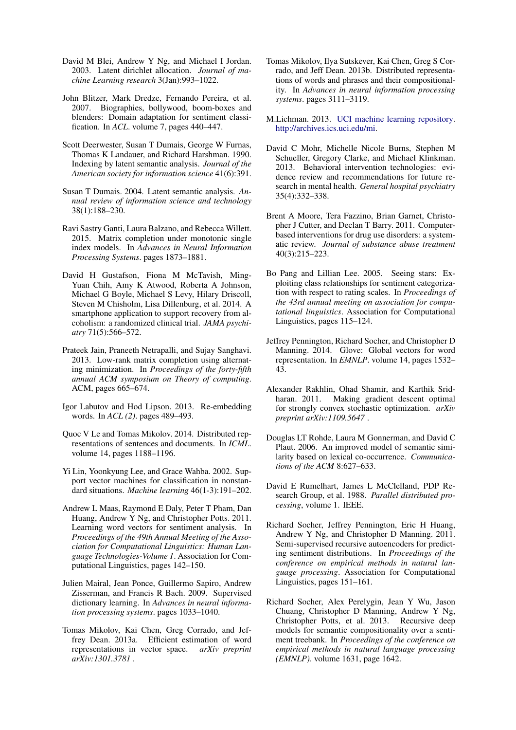David M Blei, Andrew Y Ng, and Michael I Jordan. 2003. Latent dirichlet allocation. *Journal of machine Learning research* 3(Jan):993–1022.

John Blitzer, Mark Dredze, Fernando Pereira, et al. 2007. Biographies, bollywood, boom-boxes and blenders: Domain adaptation for sentiment classification. In *ACL*. volume 7, pages 440–447.

Scott Deerwester, Susan T Dumais, George W Furnas, Thomas K Landauer, and Richard Harshman. 1990. Indexing by latent semantic analysis. *Journal of the American society for information science* 41(6):391.

Susan T Dumais. 2004. Latent semantic analysis. *Annual review of information science and technology* 38(1):188–230.

Ravi Sastry Ganti, Laura Balzano, and Rebecca Willett. 2015. Matrix completion under monotonic single index models. In *Advances in Neural Information Processing Systems*. pages 1873–1881.

David H Gustafson, Fiona M McTavish, Ming-Yuan Chih, Amy K Atwood, Roberta A Johnson, Michael G Boyle, Michael S Levy, Hilary Driscoll, Steven M Chisholm, Lisa Dillenburg, et al. 2014. A smartphone application to support recovery from alcoholism: a randomized clinical trial. *JAMA psychiatry* 71(5):566–572.

Prateek Jain, Praneeth Netrapalli, and Sujay Sanghavi. 2013. Low-rank matrix completion using alternating minimization. In *Proceedings of the forty-fifth annual ACM symposium on Theory of computing*. ACM, pages 665–674.

Igor Labutov and Hod Lipson. 2013. Re-embedding words. In *ACL (2)*. pages 489–493.

Quoc V Le and Tomas Mikolov. 2014. Distributed representations of sentences and documents. In *ICML*. volume 14, pages 1188–1196.

Yi Lin, Yoonkyung Lee, and Grace Wahba. 2002. Support vector machines for classification in nonstandard situations. *Machine learning* 46(1-3):191–202.

Andrew L Maas, Raymond E Daly, Peter T Pham, Dan Huang, Andrew Y Ng, and Christopher Potts. 2011. Learning word vectors for sentiment analysis. In *Proceedings of the 49th Annual Meeting of the Association for Computational Linguistics: Human Language Technologies-Volume 1*. Association for Computational Linguistics, pages 142–150.

Julien Mairal, Jean Ponce, Guillermo Sapiro, Andrew Zisserman, and Francis R Bach. 2009. Supervised dictionary learning. In *Advances in neural information processing systems*. pages 1033–1040.

Tomas Mikolov, Kai Chen, Greg Corrado, and Jeffrey Dean. 2013a. Efficient estimation of word representations in vector space. *arXiv preprint arXiv:1301.3781* .

Tomas Mikolov, Ilya Sutskever, Kai Chen, Greg S Corrado, and Jeff Dean. 2013b. Distributed representations of words and phrases and their compositionality. In *Advances in neural information processing systems*. pages 3111–3119.

M.Lichman. 2013. UCI machine learning repository. http://archives.ics.uci.edu/mi.

David C Mohr, Michelle Nicole Burns, Stephen M Schueller, Gregory Clarke, and Michael Klinkman. 2013. Behavioral intervention technologies: evidence review and recommendations for future research in mental health. *General hospital psychiatry* 35(4):332–338.

Brent A Moore, Tera Fazzino, Brian Garnet, Christopher J Cutter, and Declan T Barry. 2011. Computer-based interventions for drug use disorders: a systematic review. *Journal of substance abuse treatment* 40(3):215–223.

Bo Pang and Lillian Lee. 2005. Seeing stars: Exploiting class relationships for sentiment categorization with respect to rating scales. In *Proceedings of the 43rd annual meeting on association for computational linguistics*. Association for Computational Linguistics, pages 115–124.

Jeffrey Pennington, Richard Socher, and Christopher D Manning. 2014. Glove: Global vectors for word representation. In *EMNLP*. volume 14, pages 1532–43.

Alexander Rakhlin, Ohad Shamir, and Karthik Sridharan. 2011. Making gradient descent optimal for strongly convex stochastic optimization. *arXiv preprint arXiv:1109.5647* .

Douglas LT Rohde, Laura M Gonnerman, and David C Plaut. 2006. An improved model of semantic similarity based on lexical co-occurrence. *Communications of the ACM* 8:627–633.

David E Rumelhart, James L McClelland, PDP Research Group, et al. 1988. *Parallel distributed processing*, volume 1. IEEE.

Richard Socher, Jeffrey Pennington, Eric H Huang, Andrew Y Ng, and Christopher D Manning. 2011. Semi-supervised recursive autoencoders for predicting sentiment distributions. In *Proceedings of the conference on empirical methods in natural language processing*. Association for Computational Linguistics, pages 151–161.

Richard Socher, Alex Perelygin, Jean Y Wu, Jason Chuang, Christopher D Manning, Andrew Y Ng, Christopher Potts, et al. 2013. Recursive deep models for semantic compositionality over a sentiment treebank. In *Proceedings of the conference on empirical methods in natural language processing (EMNLP)*. volume 1631, page 1642.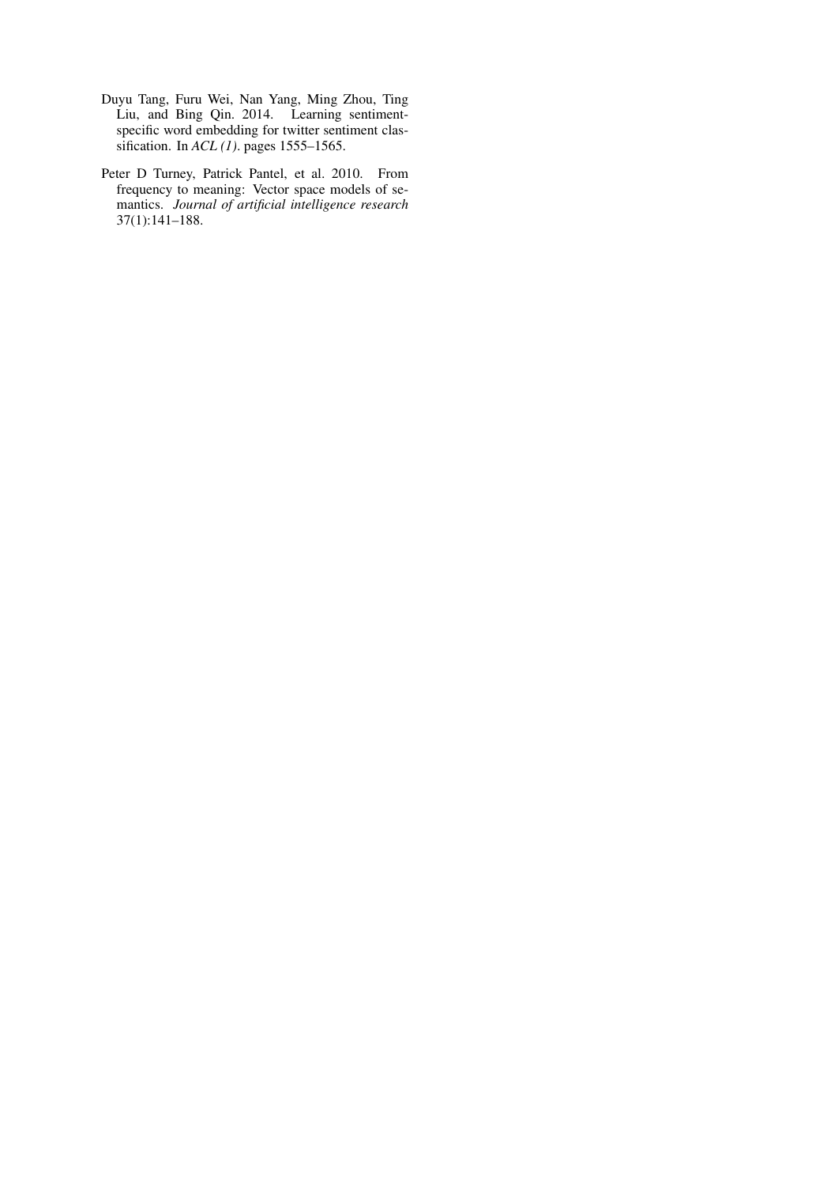Duyu Tang, Furu Wei, Nan Yang, Ming Zhou, Ting Liu, and Bing Qin. 2014. Learning sentiment-specific word embedding for twitter sentiment classification. In *ACL (1)*. pages 1555–1565.

Peter D Turney, Patrick Pantel, et al. 2010. From frequency to meaning: Vector space models of semantics. *Journal of artificial intelligence research* 37(1):141–188.